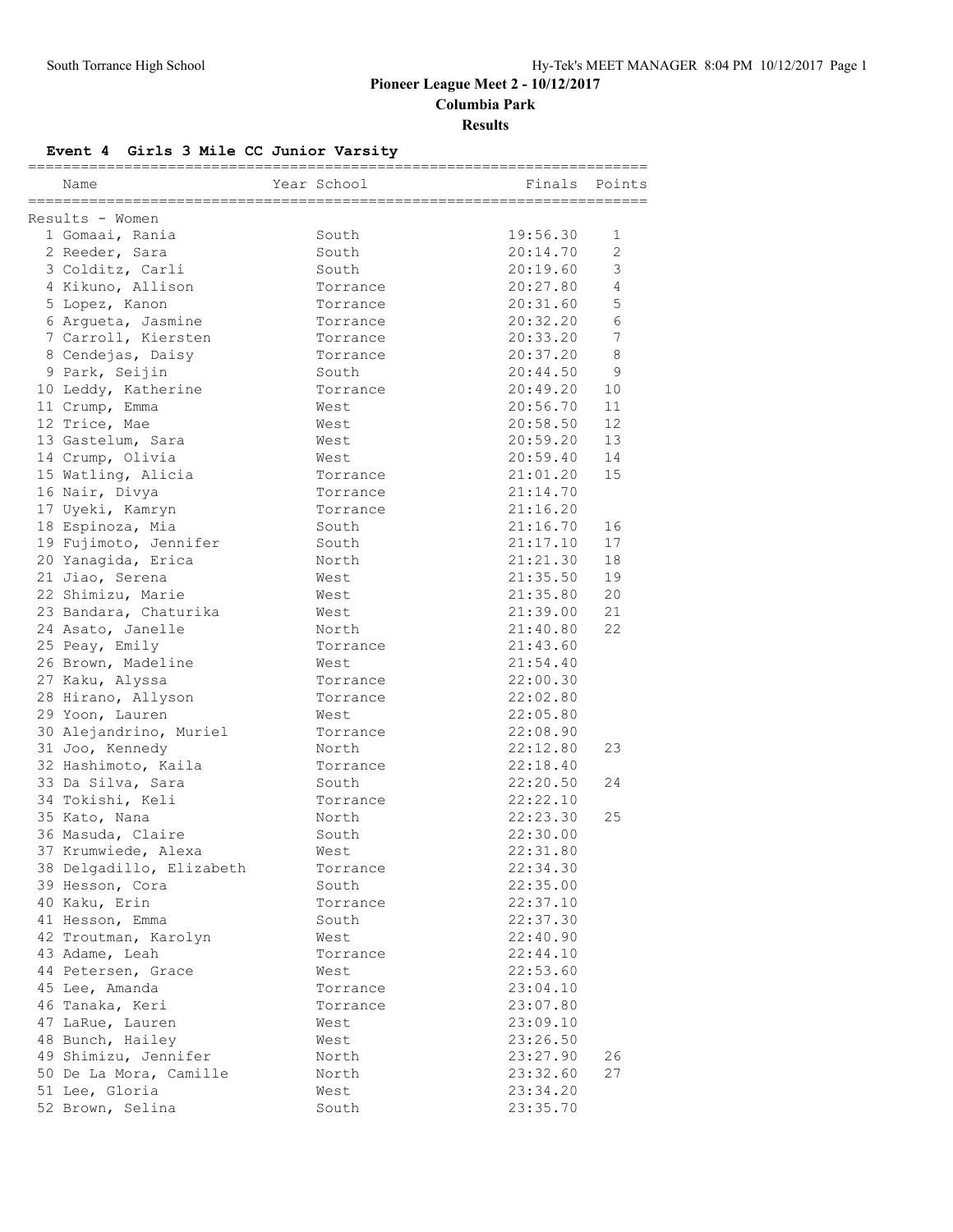# Pioneer League Meet 2 - 10/12/2017

## Columbia Park

### Results

**Event 4 Girls 3 Mile CC Junior Varsity**

Results - Women

| Place | Name | Year | School | Finals | Points |
|---|---|---|---|---|---|
| 1 | Gomaai, Rania | | South | 19:56.30 | 1 |
| 2 | Reeder, Sara | | South | 20:14.70 | 2 |
| 3 | Colditz, Carli | | South | 20:19.60 | 3 |
| 4 | Kikuno, Allison | | Torrance | 20:27.80 | 4 |
| 5 | Lopez, Kanon | | Torrance | 20:31.60 | 5 |
| 6 | Argueta, Jasmine | | Torrance | 20:32.20 | 6 |
| 7 | Carroll, Kiersten | | Torrance | 20:33.20 | 7 |
| 8 | Cendejas, Daisy | | Torrance | 20:37.20 | 8 |
| 9 | Park, Seijin | | South | 20:44.50 | 9 |
| 10 | Leddy, Katherine | | Torrance | 20:49.20 | 10 |
| 11 | Crump, Emma | | West | 20:56.70 | 11 |
| 12 | Trice, Mae | | West | 20:58.50 | 12 |
| 13 | Gastelum, Sara | | West | 20:59.20 | 13 |
| 14 | Crump, Olivia | | West | 20:59.40 | 14 |
| 15 | Watling, Alicia | | Torrance | 21:01.20 | 15 |
| 16 | Nair, Divya | | Torrance | 21:14.70 | |
| 17 | Uyeki, Kamryn | | Torrance | 21:16.20 | |
| 18 | Espinoza, Mia | | South | 21:16.70 | 16 |
| 19 | Fujimoto, Jennifer | | South | 21:17.10 | 17 |
| 20 | Yanagida, Erica | | North | 21:21.30 | 18 |
| 21 | Jiao, Serena | | West | 21:35.50 | 19 |
| 22 | Shimizu, Marie | | West | 21:35.80 | 20 |
| 23 | Bandara, Chaturika | | West | 21:39.00 | 21 |
| 24 | Asato, Janelle | | North | 21:40.80 | 22 |
| 25 | Peay, Emily | | Torrance | 21:43.60 | |
| 26 | Brown, Madeline | | West | 21:54.40 | |
| 27 | Kaku, Alyssa | | Torrance | 22:00.30 | |
| 28 | Hirano, Allyson | | Torrance | 22:02.80 | |
| 29 | Yoon, Lauren | | West | 22:05.80 | |
| 30 | Alejandrino, Muriel | | Torrance | 22:08.90 | |
| 31 | Joo, Kennedy | | North | 22:12.80 | 23 |
| 32 | Hashimoto, Kaila | | Torrance | 22:18.40 | |
| 33 | Da Silva, Sara | | South | 22:20.50 | 24 |
| 34 | Tokishi, Keli | | Torrance | 22:22.10 | |
| 35 | Kato, Nana | | North | 22:23.30 | 25 |
| 36 | Masuda, Claire | | South | 22:30.00 | |
| 37 | Krumwiede, Alexa | | West | 22:31.80 | |
| 38 | Delgadillo, Elizabeth | | Torrance | 22:34.30 | |
| 39 | Hesson, Cora | | South | 22:35.00 | |
| 40 | Kaku, Erin | | Torrance | 22:37.10 | |
| 41 | Hesson, Emma | | South | 22:37.30 | |
| 42 | Troutman, Karolyn | | West | 22:40.90 | |
| 43 | Adame, Leah | | Torrance | 22:44.10 | |
| 44 | Petersen, Grace | | West | 22:53.60 | |
| 45 | Lee, Amanda | | Torrance | 23:04.10 | |
| 46 | Tanaka, Keri | | Torrance | 23:07.80 | |
| 47 | LaRue, Lauren | | West | 23:09.10 | |
| 48 | Bunch, Hailey | | West | 23:26.50 | |
| 49 | Shimizu, Jennifer | | North | 23:27.90 | 26 |
| 50 | De La Mora, Camille | | North | 23:32.60 | 27 |
| 51 | Lee, Gloria | | West | 23:34.20 | |
| 52 | Brown, Selina | | South | 23:35.70 | |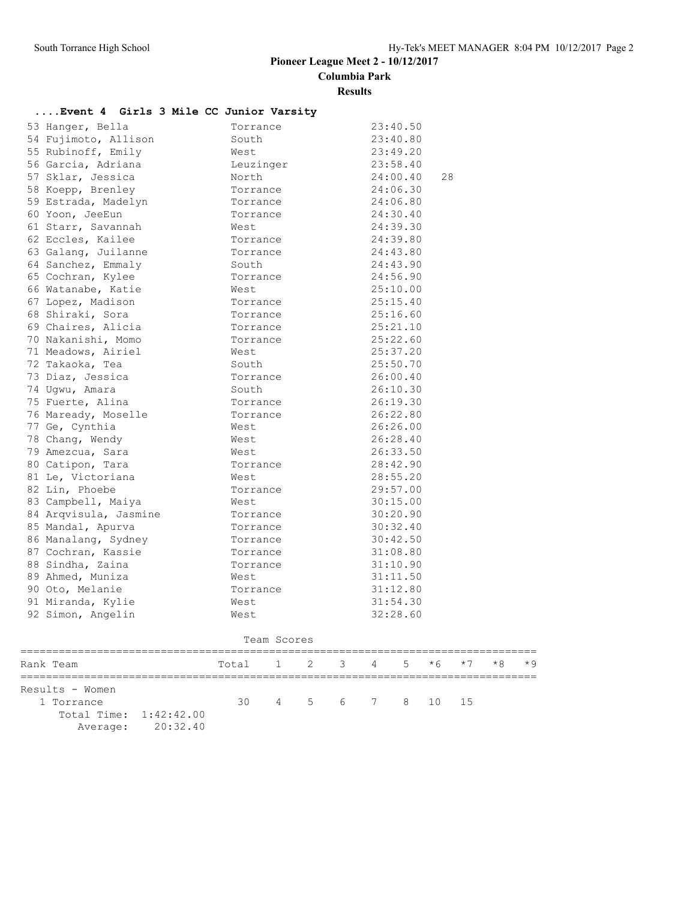## Pioneer League Meet 2 - 10/12/2017

**Columbia Park**

**Results**

### ....Event 4 Girls 3 Mile CC Junior Varsity

| Place | Name | School | Time | Points |
|---|---|---|---|---|
| 53 | Hanger, Bella | Torrance | 23:40.50 | |
| 54 | Fujimoto, Allison | South | 23:40.80 | |
| 55 | Rubinoff, Emily | West | 23:49.20 | |
| 56 | Garcia, Adriana | Leuzinger | 23:58.40 | |
| 57 | Sklar, Jessica | North | 24:00.40 | 28 |
| 58 | Koepp, Brenley | Torrance | 24:06.30 | |
| 59 | Estrada, Madelyn | Torrance | 24:06.80 | |
| 60 | Yoon, JeeEun | Torrance | 24:30.40 | |
| 61 | Starr, Savannah | West | 24:39.30 | |
| 62 | Eccles, Kailee | Torrance | 24:39.80 | |
| 63 | Galang, Juilanne | Torrance | 24:43.80 | |
| 64 | Sanchez, Emmaly | South | 24:43.90 | |
| 65 | Cochran, Kylee | Torrance | 24:56.90 | |
| 66 | Watanabe, Katie | West | 25:10.00 | |
| 67 | Lopez, Madison | Torrance | 25:15.40 | |
| 68 | Shiraki, Sora | Torrance | 25:16.60 | |
| 69 | Chaires, Alicia | Torrance | 25:21.10 | |
| 70 | Nakanishi, Momo | Torrance | 25:22.60 | |
| 71 | Meadows, Airiel | West | 25:37.20 | |
| 72 | Takaoka, Tea | South | 25:50.70 | |
| 73 | Diaz, Jessica | Torrance | 26:00.40 | |
| 74 | Ugwu, Amara | South | 26:10.30 | |
| 75 | Fuerte, Alina | Torrance | 26:19.30 | |
| 76 | Maready, Moselle | Torrance | 26:22.80 | |
| 77 | Ge, Cynthia | West | 26:26.00 | |
| 78 | Chang, Wendy | West | 26:28.40 | |
| 79 | Amezcua, Sara | West | 26:33.50 | |
| 80 | Catipon, Tara | Torrance | 28:42.90 | |
| 81 | Le, Victoriana | West | 28:55.20 | |
| 82 | Lin, Phoebe | Torrance | 29:57.00 | |
| 83 | Campbell, Maiya | West | 30:15.00 | |
| 84 | Arqvisula, Jasmine | Torrance | 30:20.90 | |
| 85 | Mandal, Apurva | Torrance | 30:32.40 | |
| 86 | Manalang, Sydney | Torrance | 30:42.50 | |
| 87 | Cochran, Kassie | Torrance | 31:08.80 | |
| 88 | Sindha, Zaina | Torrance | 31:10.90 | |
| 89 | Ahmed, Muniza | West | 31:11.50 | |
| 90 | Oto, Melanie | Torrance | 31:12.80 | |
| 91 | Miranda, Kylie | West | 31:54.30 | |
| 92 | Simon, Angelin | West | 32:28.60 | |

### Team Scores

| Rank Team | Total | 1 | 2 | 3 | 4 | 5 | *6 | *7 | *8 | *9 |
|---|---|---|---|---|---|---|---|---|---|---|
| **Results - Women** | | | | | | | | | | |
| 1 Torrance | 30 | 4 | 5 | 6 | 7 | 8 | 10 | 15 | | |
| Total Time: 1:42:42.00 | | | | | | | | | | |
| Average: 20:32.40 | | | | | | | | | | |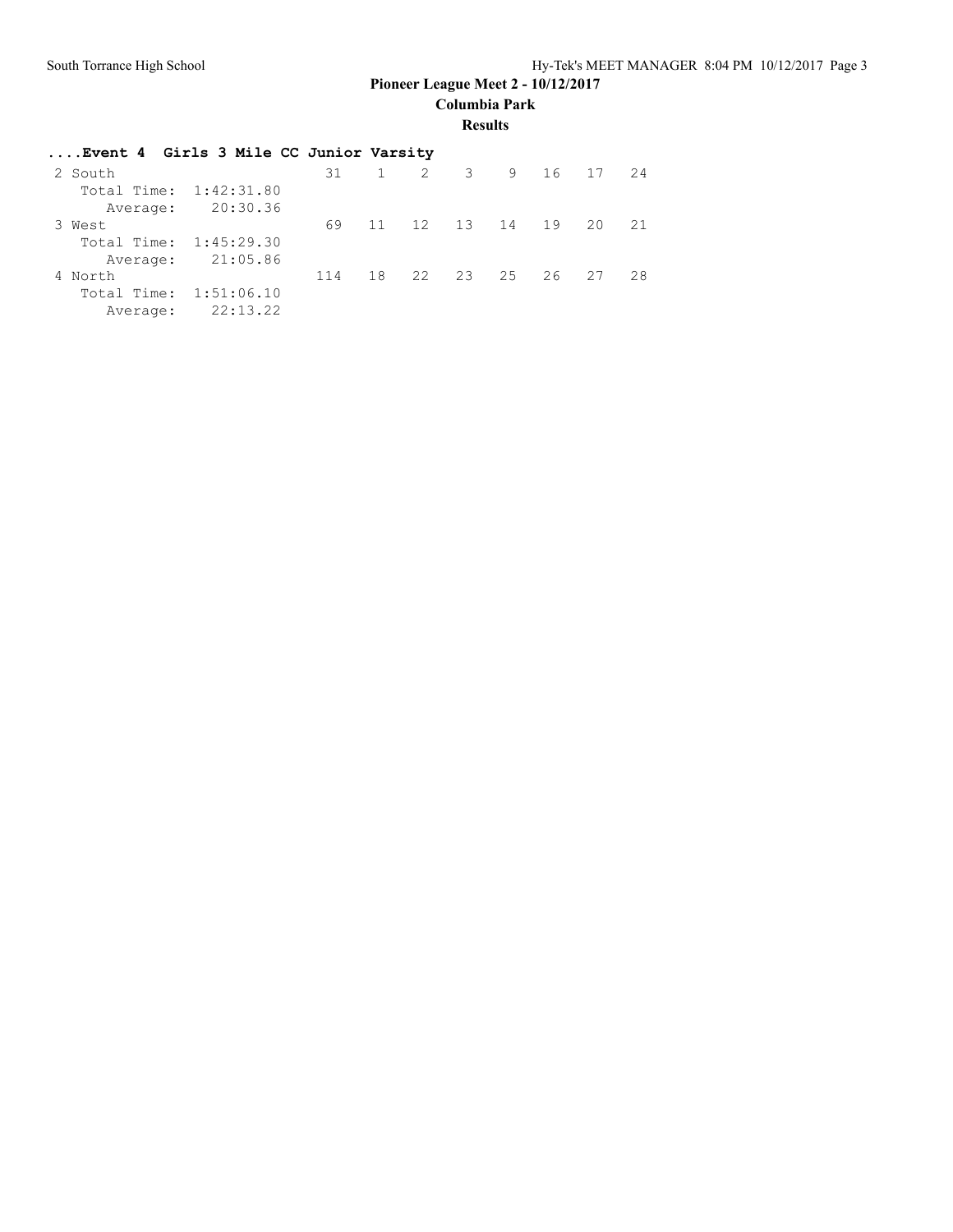**Pioneer League Meet 2 - 10/12/2017**

**Columbia Park**

**Results**

### ....Event 4 Girls 3 Mile CC Junior Varsity

| | | | | | | | | |
|---|---|---|---|---|---|---|---|---|
| 2 South | 31 | 1 | 2 | 3 | 9 | 16 | 17 | 24 |
| Total Time: 1:42:31.80 | | | | | | | | |
| Average: 20:30.36 | | | | | | | | |
| 3 West | 69 | 11 | 12 | 13 | 14 | 19 | 20 | 21 |
| Total Time: 1:45:29.30 | | | | | | | | |
| Average: 21:05.86 | | | | | | | | |
| 4 North | 114 | 18 | 22 | 23 | 25 | 26 | 27 | 28 |
| Total Time: 1:51:06.10 | | | | | | | | |
| Average: 22:13.22 | | | | | | | | |